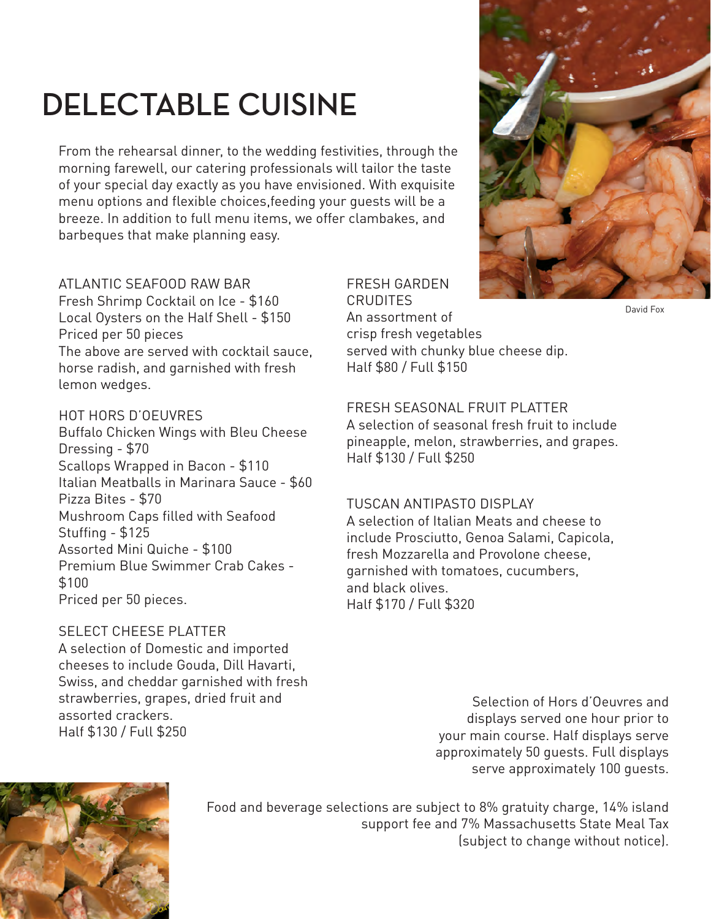# DELECTABLE CUISINE

From the rehearsal dinner, to the wedding festivities, through the morning farewell, our catering professionals will tailor the taste of your special day exactly as you have envisioned. With exquisite menu options and flexible choices,feeding your guests will be a breeze. In addition to full menu items, we offer clambakes, and barbeques that make planning easy.

David Fox

ATLANTIC SEAFOOD RAW BAR
Fresh Shrimp Cocktail on Ice - $160
Local Oysters on the Half Shell - $150
Priced per 50 pieces
The above are served with cocktail sauce, horse radish, and garnished with fresh lemon wedges.

HOT HORS D'OEUVRES
Buffalo Chicken Wings with Bleu Cheese Dressing - $70
Scallops Wrapped in Bacon - $110
Italian Meatballs in Marinara Sauce - $60
Pizza Bites - $70
Mushroom Caps filled with Seafood Stuffing - $125
Assorted Mini Quiche - $100
Premium Blue Swimmer Crab Cakes - $100
Priced per 50 pieces.

SELECT CHEESE PLATTER
A selection of Domestic and imported cheeses to include Gouda, Dill Havarti, Swiss, and cheddar garnished with fresh strawberries, grapes, dried fruit and assorted crackers.
Half $130 / Full $250

FRESH GARDEN CRUDITES
An assortment of crisp fresh vegetables served with chunky blue cheese dip.
Half $80 / Full $150

FRESH SEASONAL FRUIT PLATTER
A selection of seasonal fresh fruit to include pineapple, melon, strawberries, and grapes.
Half $130 / Full $250

TUSCAN ANTIPASTO DISPLAY
A selection of Italian Meats and cheese to include Prosciutto, Genoa Salami, Capicola, fresh Mozzarella and Provolone cheese, garnished with tomatoes, cucumbers, and black olives.
Half $170 / Full $320

Selection of Hors d'Oeuvres and displays served one hour prior to your main course. Half displays serve approximately 50 guests. Full displays serve approximately 100 guests.

Food and beverage selections are subject to 8% gratuity charge, 14% island support fee and 7% Massachusetts State Meal Tax (subject to change without notice).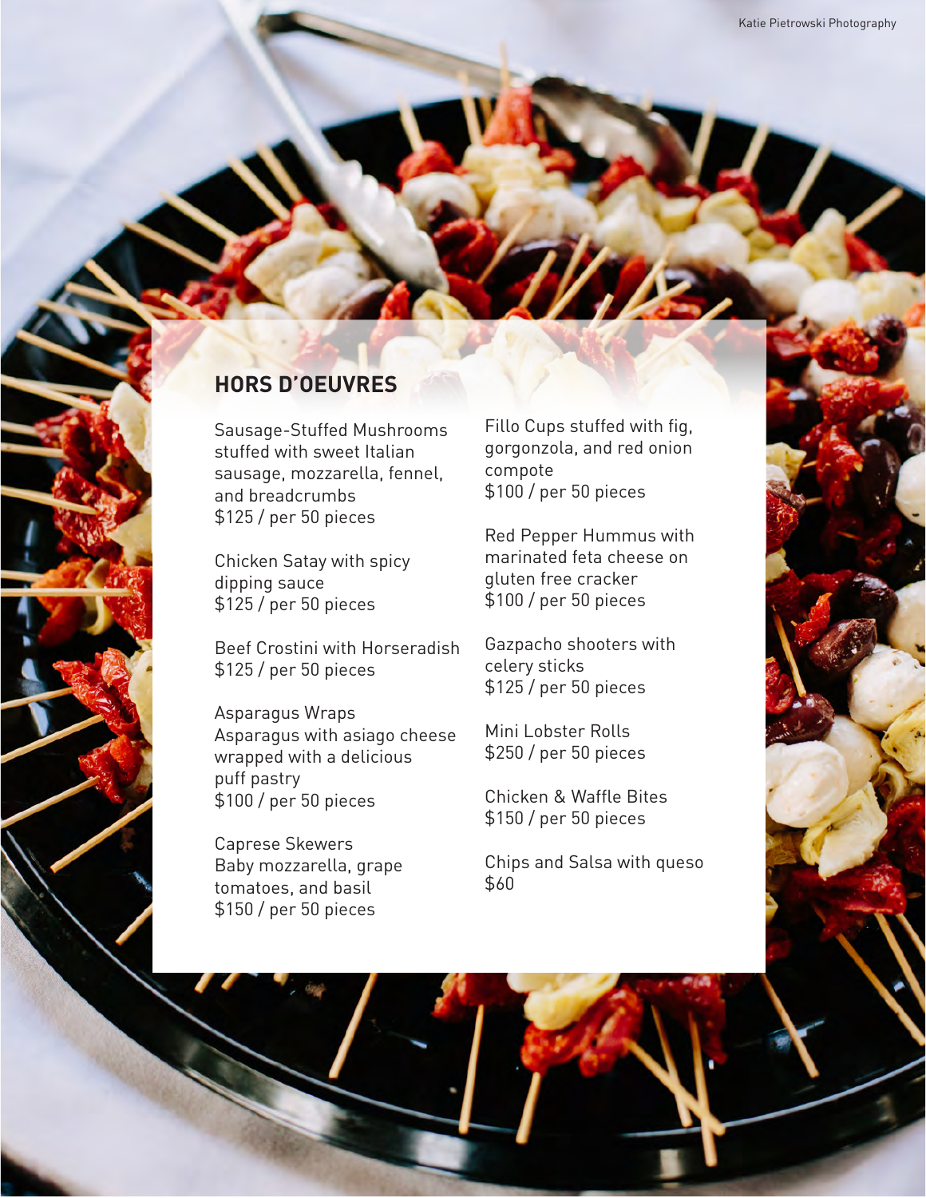## HORS D'OEUVRES

Sausage-Stuffed Mushrooms
stuffed with sweet Italian sausage, mozzarella, fennel, and breadcrumbs
$125 / per 50 pieces

Chicken Satay with spicy dipping sauce
$125 / per 50 pieces

Beef Crostini with Horseradish
$125 / per 50 pieces

Asparagus Wraps
Asparagus with asiago cheese wrapped with a delicious puff pastry
$100 / per 50 pieces

Caprese Skewers
Baby mozzarella, grape tomatoes, and basil
$150 / per 50 pieces

Fillo Cups stuffed with fig, gorgonzola, and red onion compote
$100 / per 50 pieces

Red Pepper Hummus with marinated feta cheese on gluten free cracker
$100 / per 50 pieces

Gazpacho shooters with celery sticks
$125 / per 50 pieces

Mini Lobster Rolls
$250 / per 50 pieces

Chicken & Waffle Bites
$150 / per 50 pieces

Chips and Salsa with queso
$60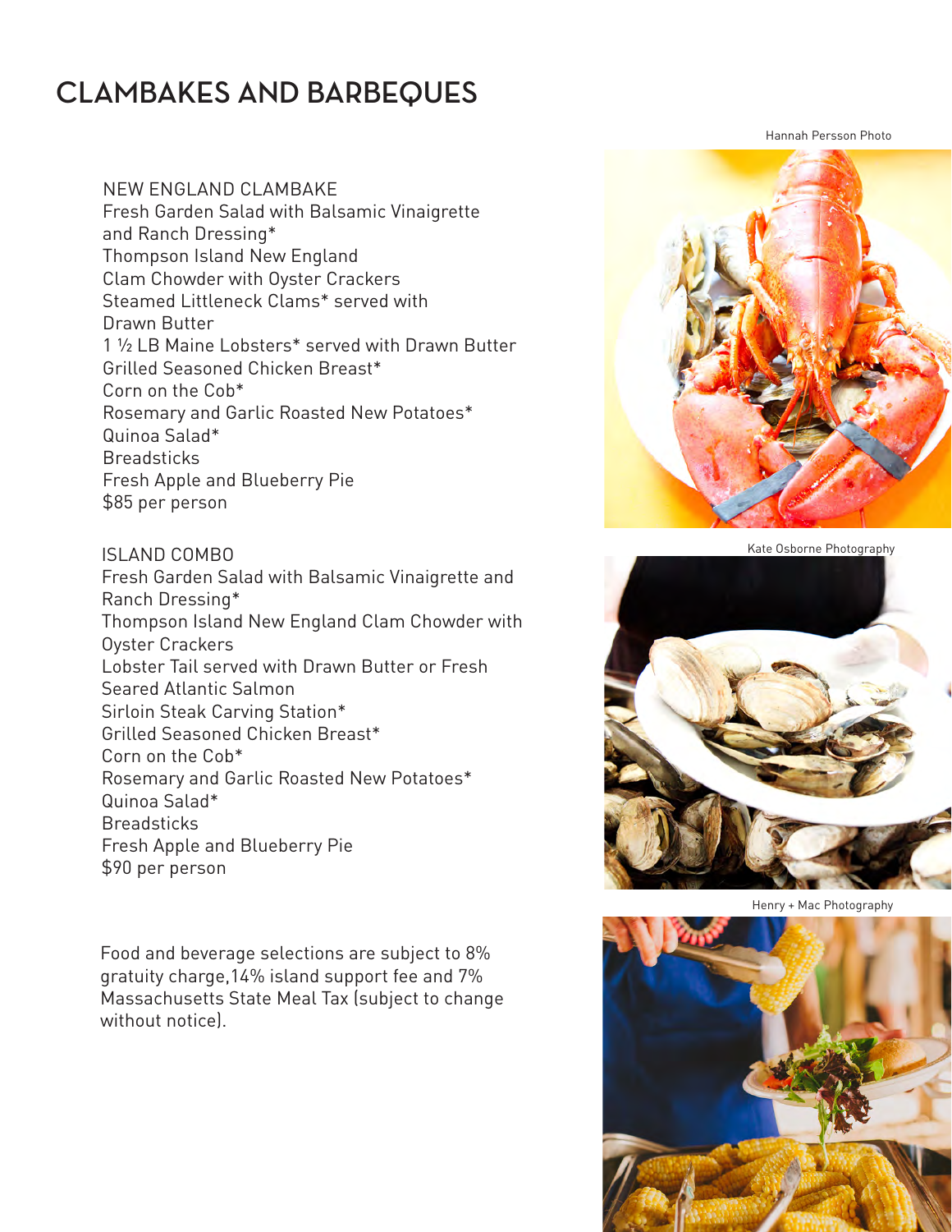# CLAMBAKES AND BARBEQUES

NEW ENGLAND CLAMBAKE

Fresh Garden Salad with Balsamic Vinaigrette and Ranch Dressing*
Thompson Island New England Clam Chowder with Oyster Crackers
Steamed Littleneck Clams* served with Drawn Butter
1 ½ LB Maine Lobsters* served with Drawn Butter
Grilled Seasoned Chicken Breast*
Corn on the Cob*
Rosemary and Garlic Roasted New Potatoes*
Quinoa Salad*
Breadsticks
Fresh Apple and Blueberry Pie
$85 per person

ISLAND COMBO

Fresh Garden Salad with Balsamic Vinaigrette and Ranch Dressing*
Thompson Island New England Clam Chowder with Oyster Crackers
Lobster Tail served with Drawn Butter or Fresh Seared Atlantic Salmon
Sirloin Steak Carving Station*
Grilled Seasoned Chicken Breast*
Corn on the Cob*
Rosemary and Garlic Roasted New Potatoes*
Quinoa Salad*
Breadsticks
Fresh Apple and Blueberry Pie
$90 per person

Food and beverage selections are subject to 8% gratuity charge,14% island support fee and 7% Massachusetts State Meal Tax (subject to change without notice).

Hannah Persson Photo

Kate Osborne Photography

Henry + Mac Photography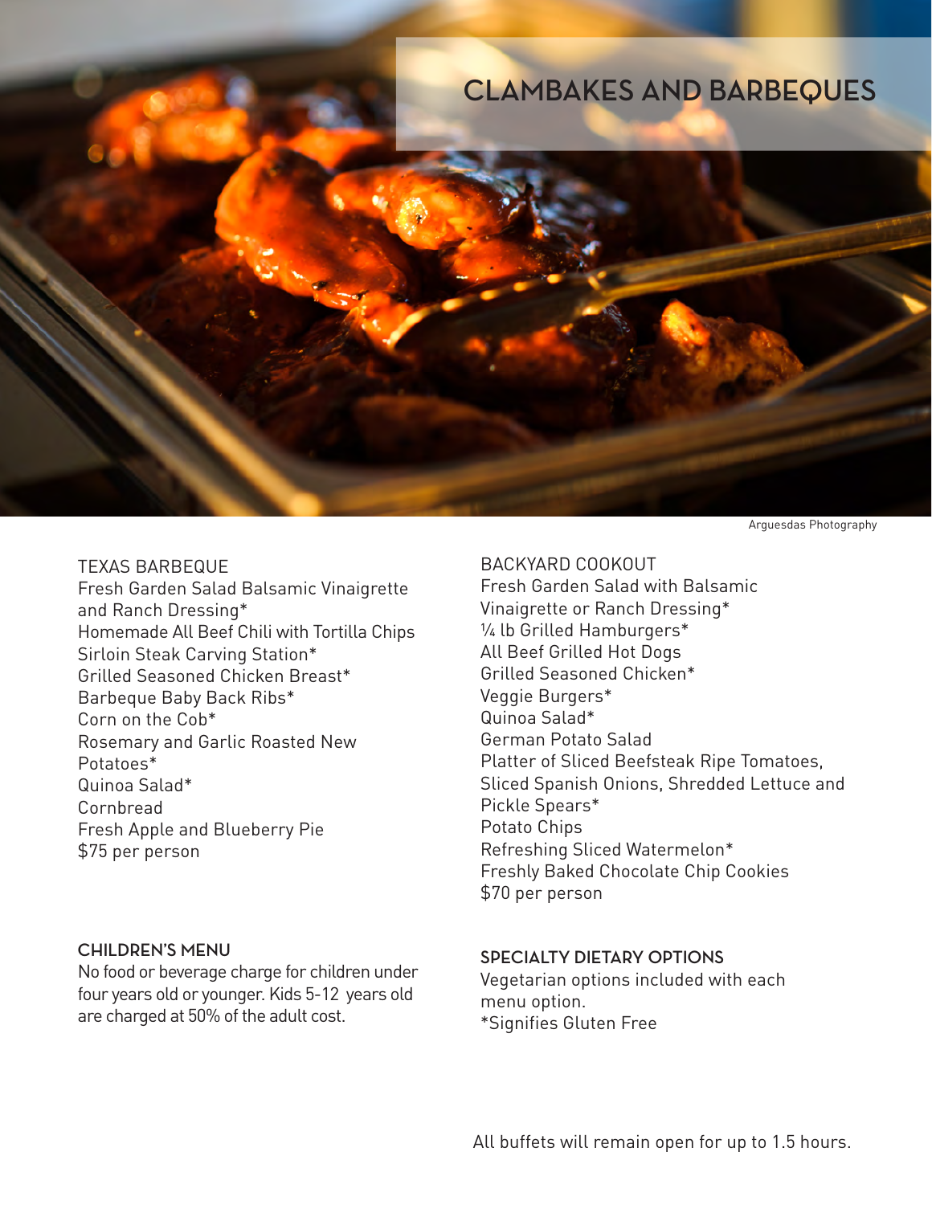# CLAMBAKES AND BARBEQUES

Arguesdas Photography

### TEXAS BARBEQUE

Fresh Garden Salad Balsamic Vinaigrette and Ranch Dressing*
Homemade All Beef Chili with Tortilla Chips
Sirloin Steak Carving Station*
Grilled Seasoned Chicken Breast*
Barbeque Baby Back Ribs*
Corn on the Cob*
Rosemary and Garlic Roasted New Potatoes*
Quinoa Salad*
Cornbread
Fresh Apple and Blueberry Pie
$75 per person

### BACKYARD COOKOUT

Fresh Garden Salad with Balsamic Vinaigrette or Ranch Dressing*
¼ lb Grilled Hamburgers*
All Beef Grilled Hot Dogs
Grilled Seasoned Chicken*
Veggie Burgers*
Quinoa Salad*
German Potato Salad
Platter of Sliced Beefsteak Ripe Tomatoes, Sliced Spanish Onions, Shredded Lettuce and Pickle Spears*
Potato Chips
Refreshing Sliced Watermelon*
Freshly Baked Chocolate Chip Cookies
$70 per person

### CHILDREN'S MENU

No food or beverage charge for children under four years old or younger. Kids 5-12 years old are charged at 50% of the adult cost.

### SPECIALTY DIETARY OPTIONS

Vegetarian options included with each menu option.
*Signifies Gluten Free

All buffets will remain open for up to 1.5 hours.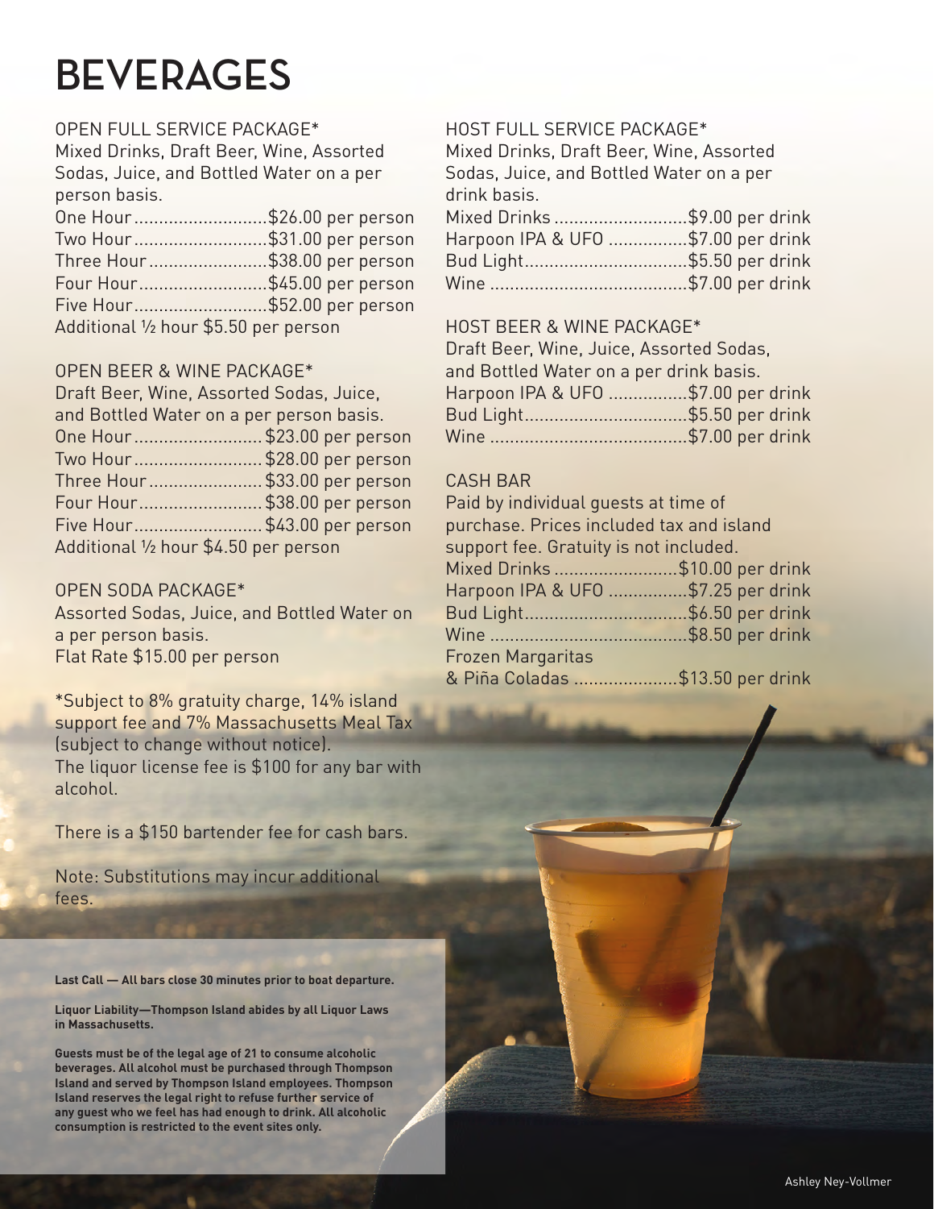# BEVERAGES

OPEN FULL SERVICE PACKAGE*

Mixed Drinks, Draft Beer, Wine, Assorted Sodas, Juice, and Bottled Water on a per person basis.

One Hour...........................$26.00 per person
Two Hour...........................$31.00 per person
Three Hour........................$38.00 per person
Four Hour..........................$45.00 per person
Five Hour...........................$52.00 per person
Additional ½ hour $5.50 per person

OPEN BEER & WINE PACKAGE*

Draft Beer, Wine, Assorted Sodas, Juice, and Bottled Water on a per person basis.

One Hour..........................$23.00 per person
Two Hour..........................$28.00 per person
Three Hour.......................$33.00 per person
Four Hour.........................$38.00 per person
Five Hour..........................$43.00 per person
Additional ½ hour $4.50 per person

OPEN SODA PACKAGE*

Assorted Sodas, Juice, and Bottled Water on a per person basis.

Flat Rate $15.00 per person

*Subject to 8% gratuity charge, 14% island support fee and 7% Massachusetts Meal Tax (subject to change without notice).

The liquor license fee is $100 for any bar with alcohol.

There is a $150 bartender fee for cash bars.

Note: Substitutions may incur additional fees.

**Last Call — All bars close 30 minutes prior to boat departure.**

**Liquor Liability—Thompson Island abides by all Liquor Laws in Massachusetts.**

**Guests must be of the legal age of 21 to consume alcoholic beverages. All alcohol must be purchased through Thompson Island and served by Thompson Island employees. Thompson Island reserves the legal right to refuse further service of any guest who we feel has had enough to drink. All alcoholic consumption is restricted to the event sites only.**

HOST FULL SERVICE PACKAGE*

Mixed Drinks, Draft Beer, Wine, Assorted Sodas, Juice, and Bottled Water on a per drink basis.

Mixed Drinks ...........................$9.00 per drink
Harpoon IPA & UFO ................$7.00 per drink
Bud Light.................................$5.50 per drink
Wine ........................................$7.00 per drink

HOST BEER & WINE PACKAGE*

Draft Beer, Wine, Juice, Assorted Sodas, and Bottled Water on a per drink basis.

Harpoon IPA & UFO ................$7.00 per drink
Bud Light.................................$5.50 per drink
Wine ........................................$7.00 per drink

CASH BAR

Paid by individual guests at time of purchase. Prices included tax and island support fee. Gratuity is not included.

Mixed Drinks .........................$10.00 per drink
Harpoon IPA & UFO ................$7.25 per drink
Bud Light.................................$6.50 per drink
Wine ........................................$8.50 per drink
Frozen Margaritas & Piña Coladas .....................$13.50 per drink

Ashley Ney-Vollmer